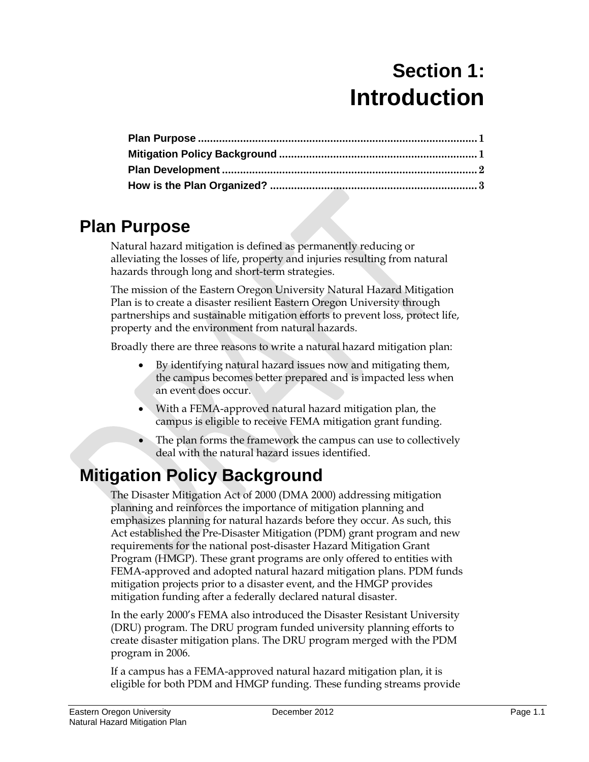# Section 1: Introduction

**Plan Purpose** ............................................................................................ **1**
**Mitigation Policy Background** .................................................................. **1**
**Plan Development** .................................................................................... **2**
**How is the Plan Organized?** .................................................................... **3**

## Plan Purpose

Natural hazard mitigation is defined as permanently reducing or alleviating the losses of life, property and injuries resulting from natural hazards through long and short-term strategies.

The mission of the Eastern Oregon University Natural Hazard Mitigation Plan is to create a disaster resilient Eastern Oregon University through partnerships and sustainable mitigation efforts to prevent loss, protect life, property and the environment from natural hazards.

Broadly there are three reasons to write a natural hazard mitigation plan:

- By identifying natural hazard issues now and mitigating them, the campus becomes better prepared and is impacted less when an event does occur.
- With a FEMA-approved natural hazard mitigation plan, the campus is eligible to receive FEMA mitigation grant funding.
- The plan forms the framework the campus can use to collectively deal with the natural hazard issues identified.

## Mitigation Policy Background

The Disaster Mitigation Act of 2000 (DMA 2000) addressing mitigation planning and reinforces the importance of mitigation planning and emphasizes planning for natural hazards before they occur. As such, this Act established the Pre-Disaster Mitigation (PDM) grant program and new requirements for the national post-disaster Hazard Mitigation Grant Program (HMGP). These grant programs are only offered to entities with FEMA-approved and adopted natural hazard mitigation plans. PDM funds mitigation projects prior to a disaster event, and the HMGP provides mitigation funding after a federally declared natural disaster.

In the early 2000's FEMA also introduced the Disaster Resistant University (DRU) program. The DRU program funded university planning efforts to create disaster mitigation plans. The DRU program merged with the PDM program in 2006.

If a campus has a FEMA-approved natural hazard mitigation plan, it is eligible for both PDM and HMGP funding. These funding streams provide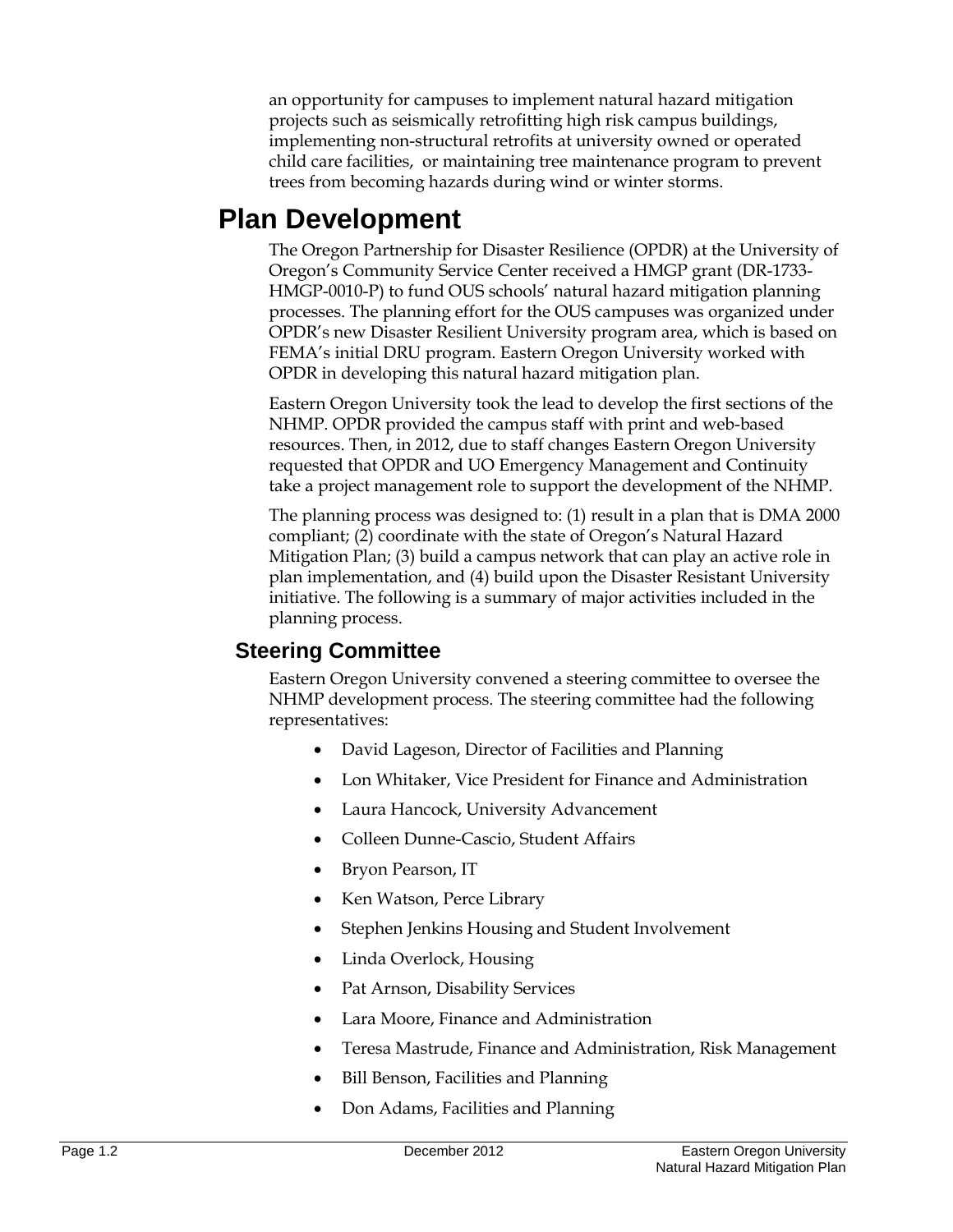an opportunity for campuses to implement natural hazard mitigation projects such as seismically retrofitting high risk campus buildings, implementing non-structural retrofits at university owned or operated child care facilities, or maintaining tree maintenance program to prevent trees from becoming hazards during wind or winter storms.

# Plan Development

The Oregon Partnership for Disaster Resilience (OPDR) at the University of Oregon's Community Service Center received a HMGP grant (DR-1733-HMGP-0010-P) to fund OUS schools' natural hazard mitigation planning processes. The planning effort for the OUS campuses was organized under OPDR's new Disaster Resilient University program area, which is based on FEMA's initial DRU program. Eastern Oregon University worked with OPDR in developing this natural hazard mitigation plan.

Eastern Oregon University took the lead to develop the first sections of the NHMP. OPDR provided the campus staff with print and web-based resources. Then, in 2012, due to staff changes Eastern Oregon University requested that OPDR and UO Emergency Management and Continuity take a project management role to support the development of the NHMP.

The planning process was designed to: (1) result in a plan that is DMA 2000 compliant; (2) coordinate with the state of Oregon's Natural Hazard Mitigation Plan; (3) build a campus network that can play an active role in plan implementation, and (4) build upon the Disaster Resistant University initiative. The following is a summary of major activities included in the planning process.

## Steering Committee

Eastern Oregon University convened a steering committee to oversee the NHMP development process. The steering committee had the following representatives:

- David Lageson, Director of Facilities and Planning
- Lon Whitaker, Vice President for Finance and Administration
- Laura Hancock, University Advancement
- Colleen Dunne-Cascio, Student Affairs
- Bryon Pearson, IT
- Ken Watson, Perce Library
- Stephen Jenkins Housing and Student Involvement
- Linda Overlock, Housing
- Pat Arnson, Disability Services
- Lara Moore, Finance and Administration
- Teresa Mastrude, Finance and Administration, Risk Management
- Bill Benson, Facilities and Planning
- Don Adams, Facilities and Planning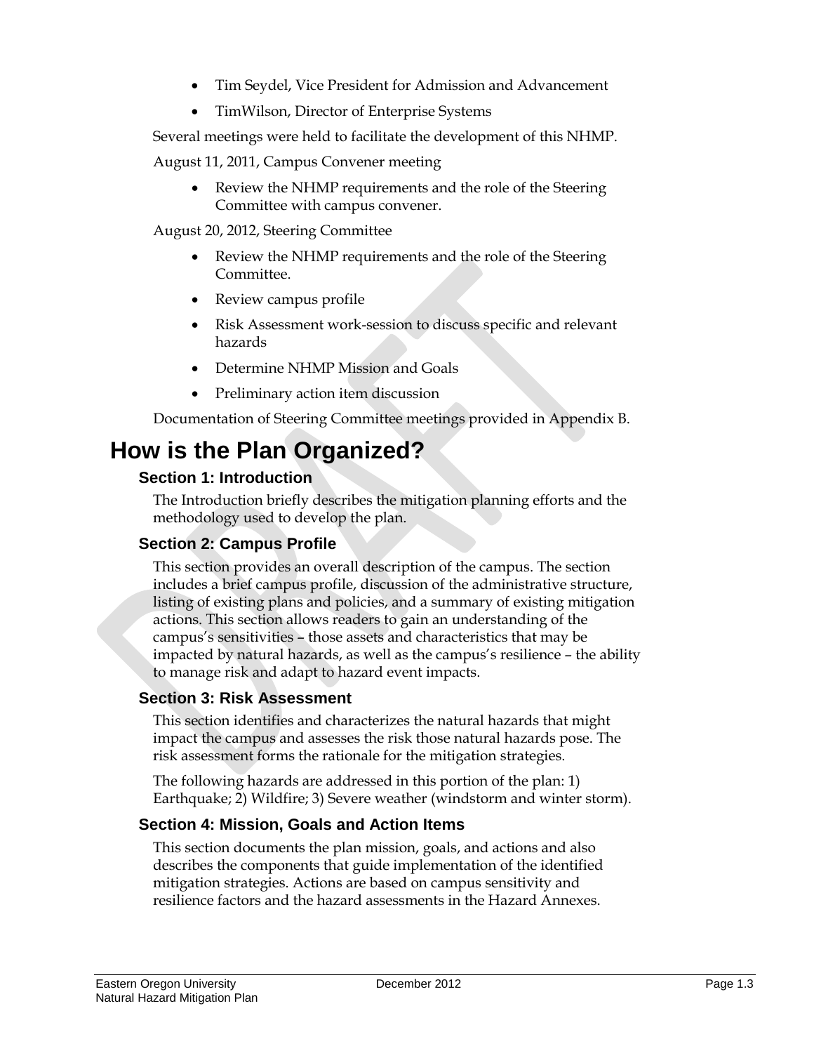- Tim Seydel, Vice President for Admission and Advancement
- TimWilson, Director of Enterprise Systems

Several meetings were held to facilitate the development of this NHMP.

August 11, 2011, Campus Convener meeting

- Review the NHMP requirements and the role of the Steering Committee with campus convener.

August 20, 2012, Steering Committee

- Review the NHMP requirements and the role of the Steering Committee.
- Review campus profile
- Risk Assessment work-session to discuss specific and relevant hazards
- Determine NHMP Mission and Goals
- Preliminary action item discussion

Documentation of Steering Committee meetings provided in Appendix B.

# How is the Plan Organized?

## Section 1: Introduction

The Introduction briefly describes the mitigation planning efforts and the methodology used to develop the plan.

## Section 2: Campus Profile

This section provides an overall description of the campus. The section includes a brief campus profile, discussion of the administrative structure, listing of existing plans and policies, and a summary of existing mitigation actions. This section allows readers to gain an understanding of the campus's sensitivities – those assets and characteristics that may be impacted by natural hazards, as well as the campus's resilience – the ability to manage risk and adapt to hazard event impacts.

## Section 3: Risk Assessment

This section identifies and characterizes the natural hazards that might impact the campus and assesses the risk those natural hazards pose. The risk assessment forms the rationale for the mitigation strategies.

The following hazards are addressed in this portion of the plan: 1) Earthquake; 2) Wildfire; 3) Severe weather (windstorm and winter storm).

## Section 4: Mission, Goals and Action Items

This section documents the plan mission, goals, and actions and also describes the components that guide implementation of the identified mitigation strategies. Actions are based on campus sensitivity and resilience factors and the hazard assessments in the Hazard Annexes.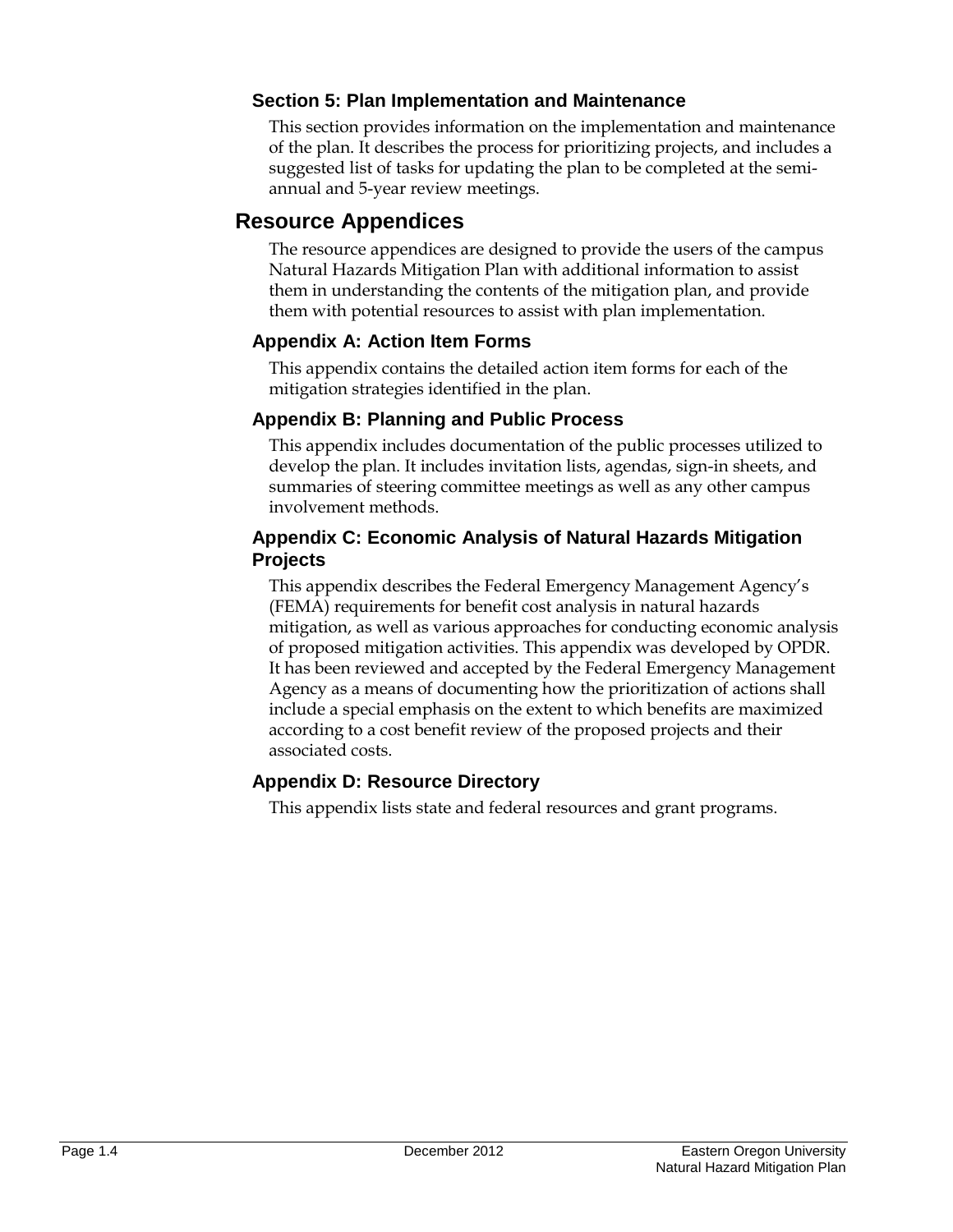### Section 5: Plan Implementation and Maintenance

This section provides information on the implementation and maintenance of the plan. It describes the process for prioritizing projects, and includes a suggested list of tasks for updating the plan to be completed at the semi-annual and 5-year review meetings.

## Resource Appendices

The resource appendices are designed to provide the users of the campus Natural Hazards Mitigation Plan with additional information to assist them in understanding the contents of the mitigation plan, and provide them with potential resources to assist with plan implementation.

### Appendix A: Action Item Forms

This appendix contains the detailed action item forms for each of the mitigation strategies identified in the plan.

### Appendix B: Planning and Public Process

This appendix includes documentation of the public processes utilized to develop the plan. It includes invitation lists, agendas, sign-in sheets, and summaries of steering committee meetings as well as any other campus involvement methods.

### Appendix C: Economic Analysis of Natural Hazards Mitigation Projects

This appendix describes the Federal Emergency Management Agency's (FEMA) requirements for benefit cost analysis in natural hazards mitigation, as well as various approaches for conducting economic analysis of proposed mitigation activities. This appendix was developed by OPDR. It has been reviewed and accepted by the Federal Emergency Management Agency as a means of documenting how the prioritization of actions shall include a special emphasis on the extent to which benefits are maximized according to a cost benefit review of the proposed projects and their associated costs.

### Appendix D: Resource Directory

This appendix lists state and federal resources and grant programs.